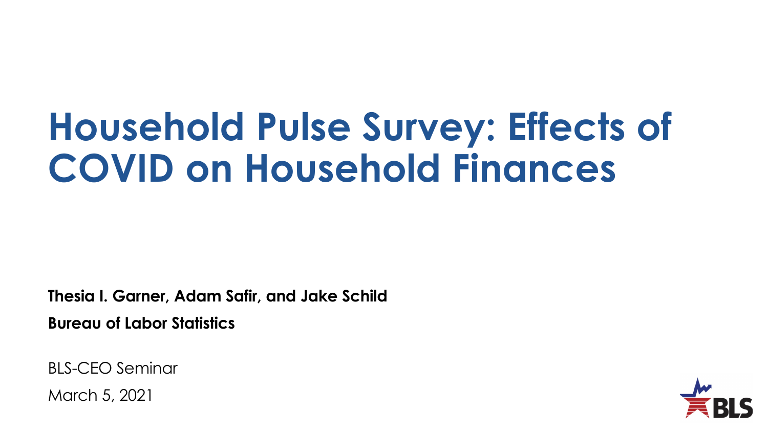# Household Pulse Survey: Effects of COVID on Household Finances

**Thesia I. Garner, Adam Safir, and Jake Schild**

**Bureau of Labor Statistics**

BLS-CEO Seminar

March 5, 2021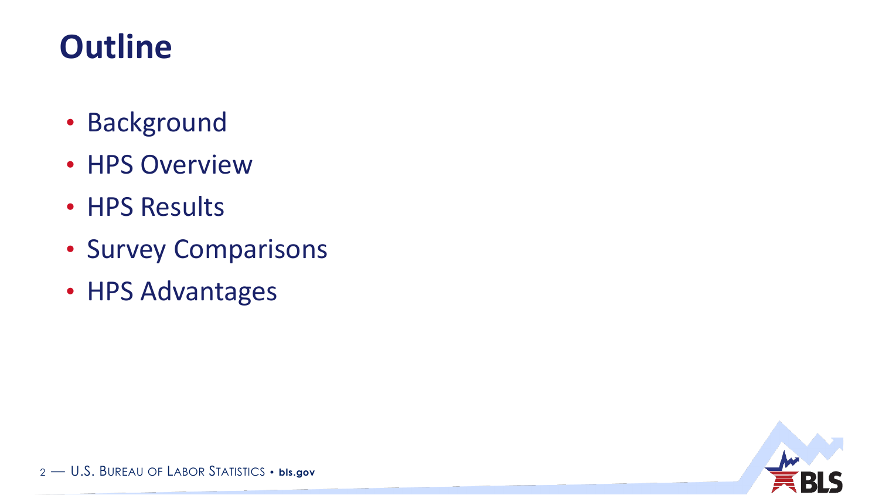# Outline

- Background
- HPS Overview
- HPS Results
- Survey Comparisons
- HPS Advantages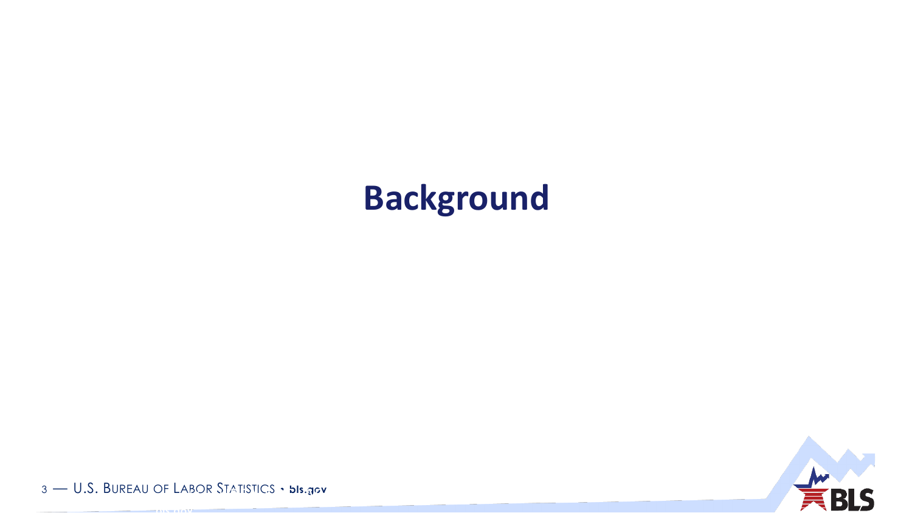# Background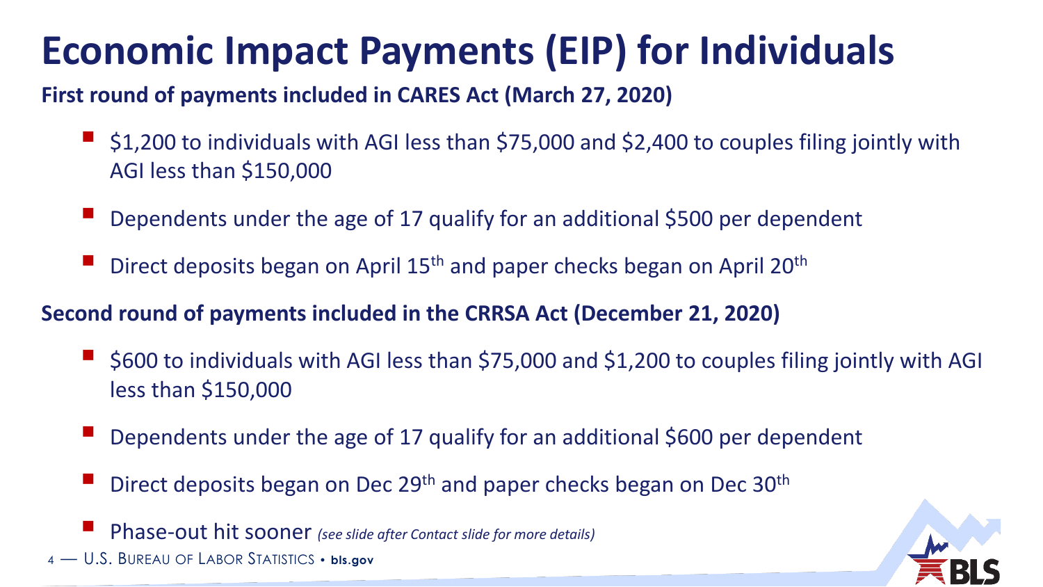# Economic Impact Payments (EIP) for Individuals

**First round of payments included in CARES Act (March 27, 2020)**

- $1,200 to individuals with AGI less than $75,000 and $2,400 to couples filing jointly with AGI less than $150,000
- Dependents under the age of 17 qualify for an additional $500 per dependent
- Direct deposits began on April 15th and paper checks began on April 20th

**Second round of payments included in the CRRSA Act (December 21, 2020)**

- $600 to individuals with AGI less than $75,000 and $1,200 to couples filing jointly with AGI less than $150,000
- Dependents under the age of 17 qualify for an additional $600 per dependent
- Direct deposits began on Dec 29th and paper checks began on Dec 30th
- Phase-out hit sooner *(see slide after Contact slide for more details)*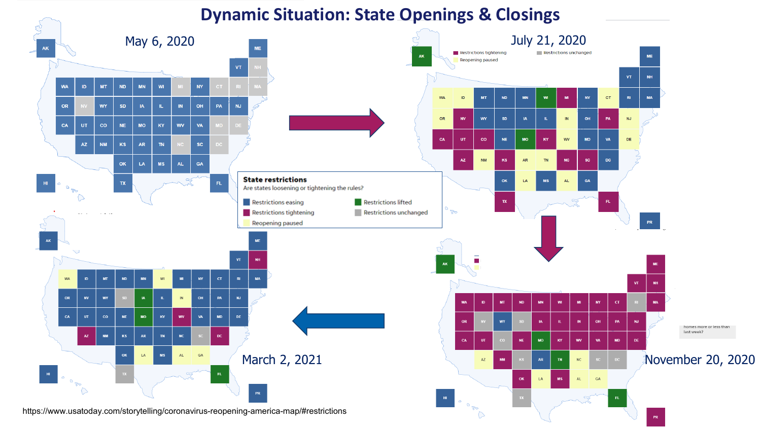# Dynamic Situation: State Openings & Closings

May 6, 2020

July 21, 2020

November 20, 2020

March 2, 2021

**State restrictions**

Are states loosening or tightening the rules?

- Restrictions easing
- Restrictions tightening
- Reopening paused
- Restrictions lifted
- Restrictions unchanged

https://www.usatoday.com/storytelling/coronavirus-reopening-america-map/#restrictions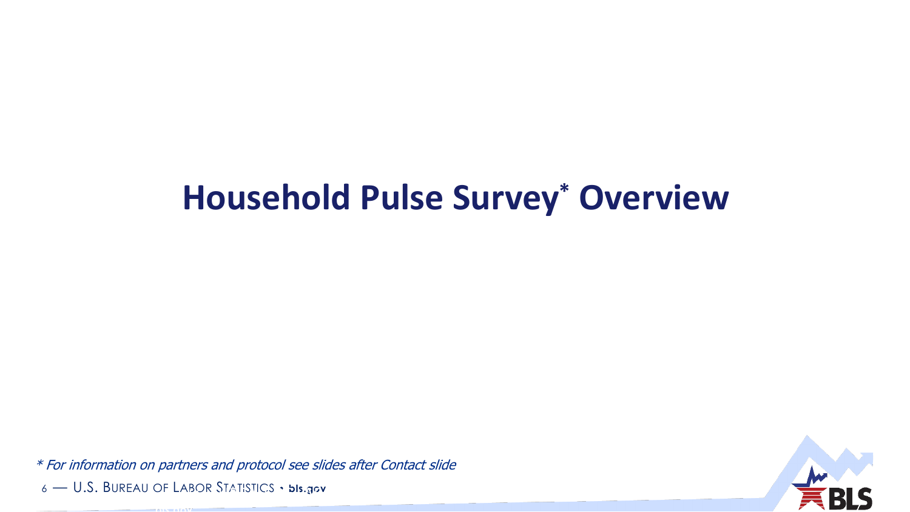# Household Pulse Survey* Overview

*\* For information on partners and protocol see slides after Contact slide*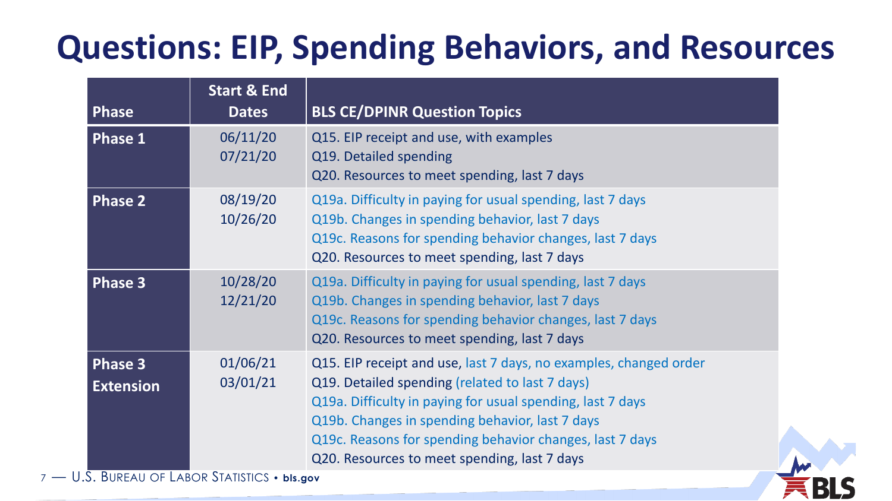# Questions: EIP, Spending Behaviors, and Resources

| Phase | Start & End Dates | BLS CE/DPINR Question Topics |
|---|---|---|
| Phase 1 | 06/11/20<br>07/21/20 | Q15. EIP receipt and use, with examples<br>Q19. Detailed spending<br>Q20. Resources to meet spending, last 7 days |
| Phase 2 | 08/19/20<br>10/26/20 | Q19a. Difficulty in paying for usual spending, last 7 days<br>Q19b. Changes in spending behavior, last 7 days<br>Q19c. Reasons for spending behavior changes, last 7 days<br>Q20. Resources to meet spending, last 7 days |
| Phase 3 | 10/28/20<br>12/21/20 | Q19a. Difficulty in paying for usual spending, last 7 days<br>Q19b. Changes in spending behavior, last 7 days<br>Q19c. Reasons for spending behavior changes, last 7 days<br>Q20. Resources to meet spending, last 7 days |
| Phase 3 Extension | 01/06/21<br>03/01/21 | Q15. EIP receipt and use, last 7 days, no examples, changed order<br>Q19. Detailed spending (related to last 7 days)<br>Q19a. Difficulty in paying for usual spending, last 7 days<br>Q19b. Changes in spending behavior, last 7 days<br>Q19c. Reasons for spending behavior changes, last 7 days<br>Q20. Resources to meet spending, last 7 days |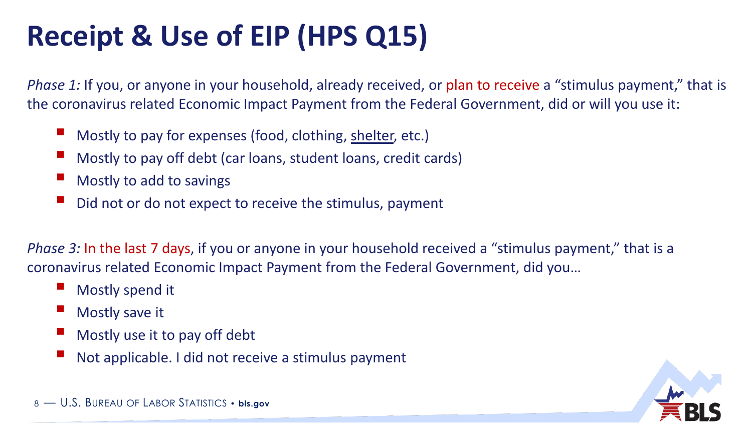# Receipt & Use of EIP (HPS Q15)

*Phase 1:* If you, or anyone in your household, already received, or plan to receive a "stimulus payment," that is the coronavirus related Economic Impact Payment from the Federal Government, did or will you use it:

- Mostly to pay for expenses (food, clothing, <u>shelter</u>, etc.)
- Mostly to pay off debt (car loans, student loans, credit cards)
- Mostly to add to savings
- Did not or do not expect to receive the stimulus, payment

*Phase 3:* In the last 7 days, if you or anyone in your household received a "stimulus payment," that is a coronavirus related Economic Impact Payment from the Federal Government, did you…

- Mostly spend it
- Mostly save it
- Mostly use it to pay off debt
- Not applicable. I did not receive a stimulus payment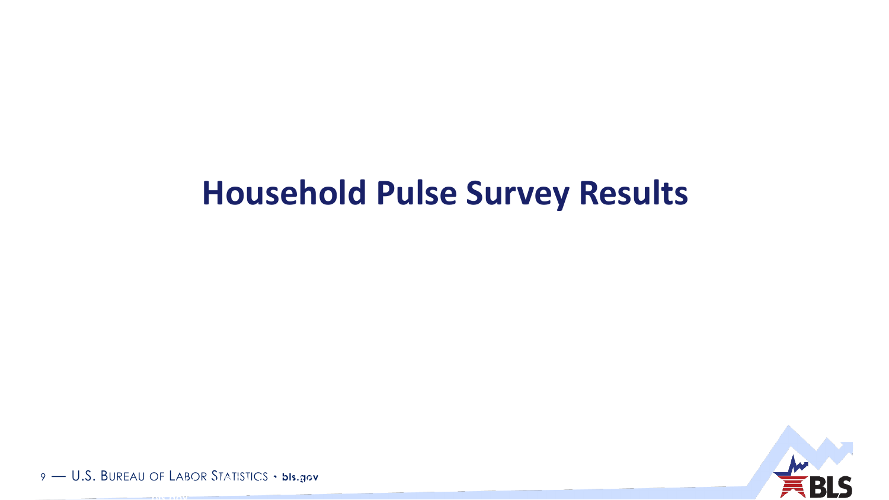# Household Pulse Survey Results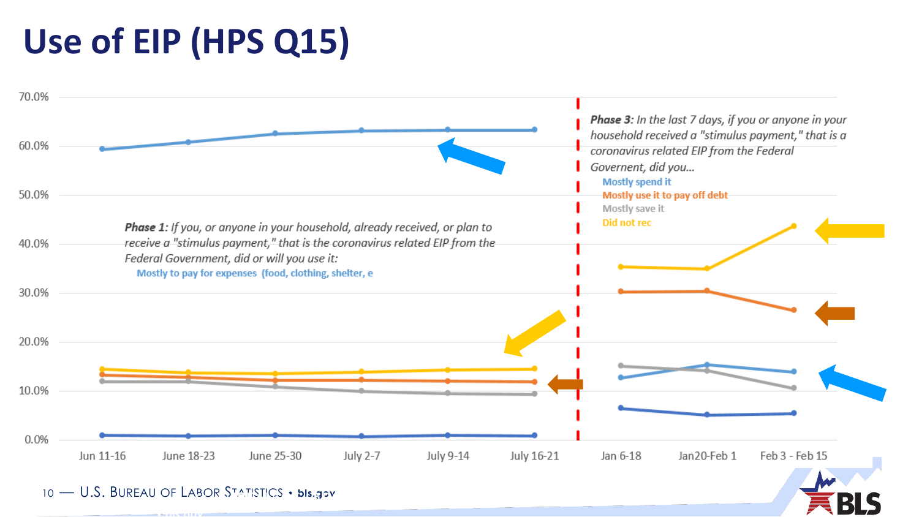# Use of EIP (HPS Q15)

*Phase 1:* If you, or anyone in your household, already received, or plan to receive a "stimulus payment," that is the coronavirus related EIP from the Federal Government, did or will you use it:

Mostly to pay for expenses (food, clothing, shelter, e

*Phase 3:* In the last 7 days, if you or anyone in your household received a "stimulus payment," that is a coronavirus related EIP from the Federal Government, did you…

- Mostly spend it
- Mostly use it to pay off debt
- Mostly save it
- Did not rec

70.0%
60.0%
50.0%
40.0%
30.0%
20.0%
10.0%
0.0%

Jun 11-16 | June 18-23 | June 25-30 | July 2-7 | July 9-14 | July 16-21 | Jan 6-18 | Jan20-Feb 1 | Feb 3 - Feb 15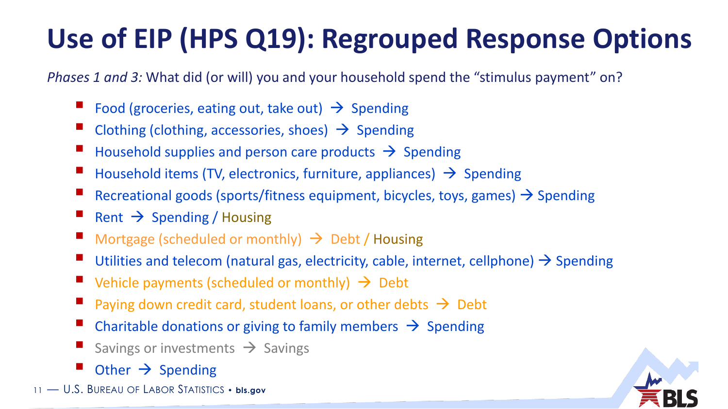# Use of EIP (HPS Q19): Regrouped Response Options

*Phases 1 and 3:* What did (or will) you and your household spend the "stimulus payment" on?

- Food (groceries, eating out, take out) → Spending
- Clothing (clothing, accessories, shoes) → Spending
- Household supplies and person care products → Spending
- Household items (TV, electronics, furniture, appliances) → Spending
- Recreational goods (sports/fitness equipment, bicycles, toys, games) → Spending
- Rent → Spending / Housing
- Mortgage (scheduled or monthly) → Debt / Housing
- Utilities and telecom (natural gas, electricity, cable, internet, cellphone) → Spending
- Vehicle payments (scheduled or monthly) → Debt
- Paying down credit card, student loans, or other debts → Debt
- Charitable donations or giving to family members → Spending
- Savings or investments → Savings
- Other → Spending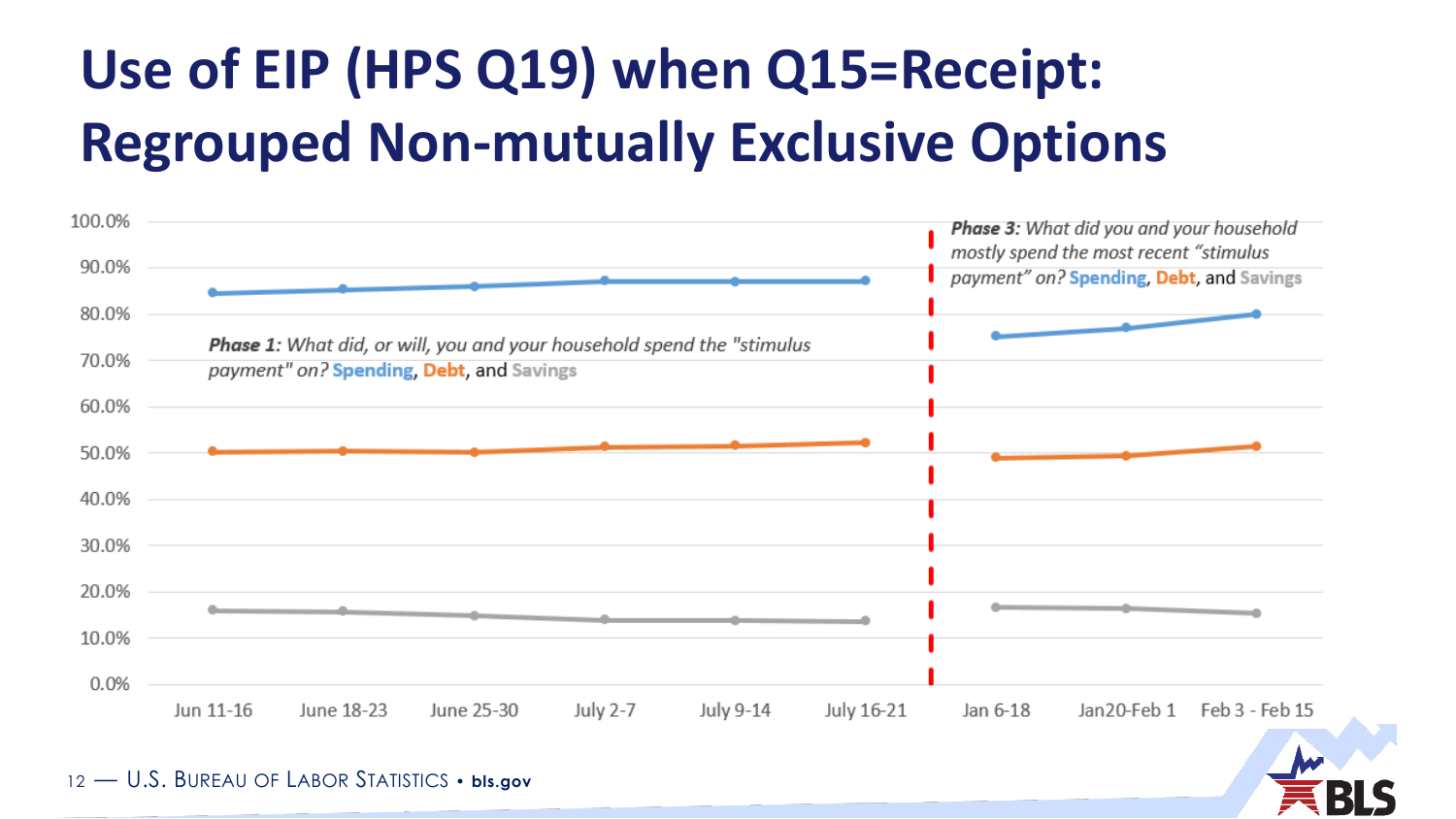# Use of EIP (HPS Q19) when Q15=Receipt: Regrouped Non-mutually Exclusive Options

***Phase 1:*** *What did, or will, you and your household spend the "stimulus payment" on?* **Spending**, **Debt**, and **Savings**

***Phase 3:*** *What did you and your household mostly spend the most recent "stimulus payment" on?* **Spending**, **Debt**, and **Savings**

100.0%
90.0%
80.0%
70.0%
60.0%
50.0%
40.0%
30.0%
20.0%
10.0%
0.0%

Jun 11-16 | June 18-23 | June 25-30 | July 2-7 | July 9-14 | July 16-21 | Jan 6-18 | Jan20-Feb 1 | Feb 3 - Feb 15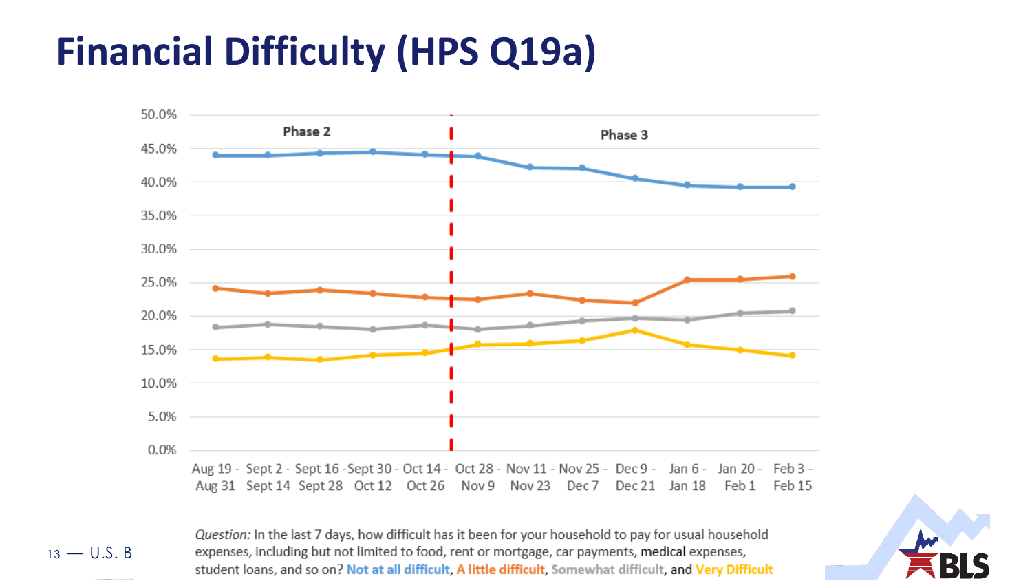# Financial Difficulty (HPS Q19a)

Phase 2 | Phase 3

| | Aug 19 - Aug 31 | Sept 2 - Sept 14 | Sept 16 - Sept 28 | Sept 30 - Oct 12 | Oct 14 - Oct 26 | Oct 28 - Nov 9 | Nov 11 - Nov 23 | Nov 25 - Dec 7 | Dec 9 - Dec 21 | Jan 6 - Jan 18 | Jan 20 - Feb 1 | Feb 3 - Feb 15 |
|---|---|---|---|---|---|---|---|---|---|---|---|---|

*Question:* In the last 7 days, how difficult has it been for your household to pay for usual household expenses, including but not limited to food, rent or mortgage, car payments, medical expenses, student loans, and so on? Not at all difficult, A little difficult, Somewhat difficult, and Very Difficult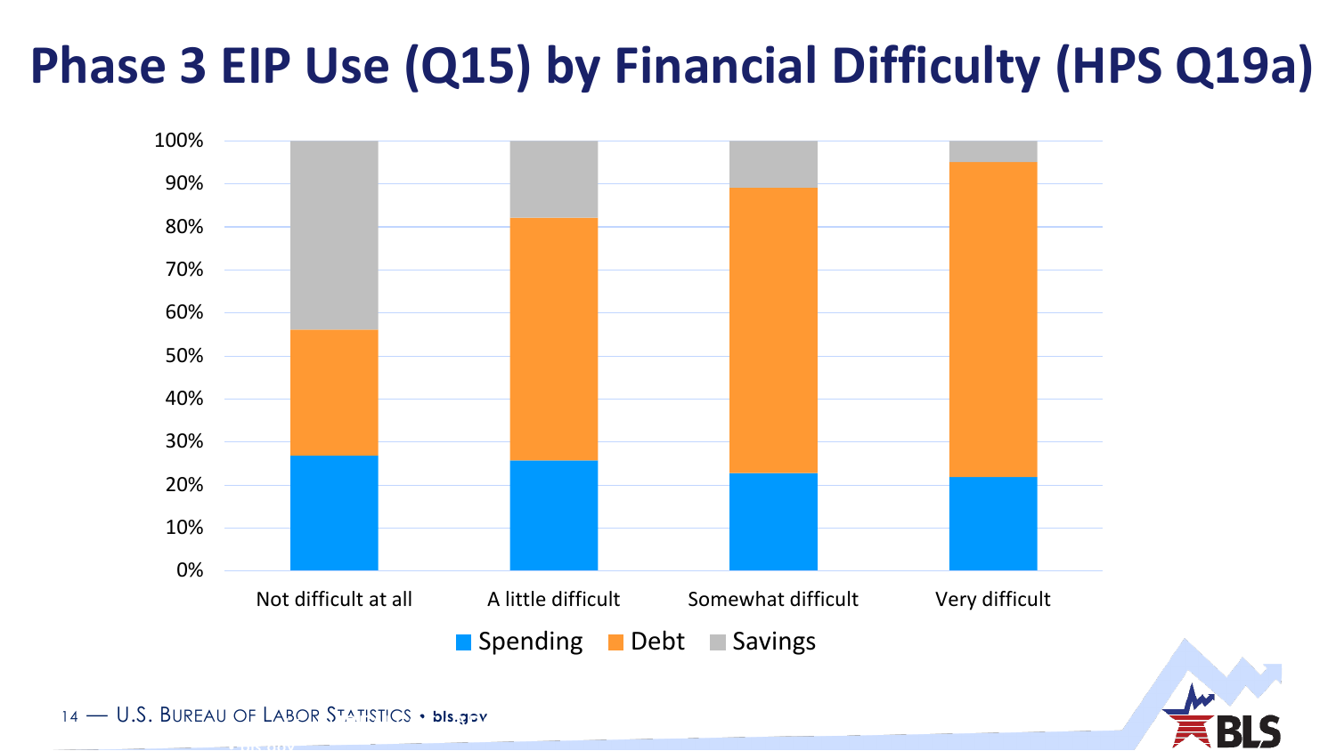# Phase 3 EIP Use (Q15) by Financial Difficulty (HPS Q19a)

| | Not difficult at all | A little difficult | Somewhat difficult | Very difficult |
|---|---|---|---|---|
| Spending | 27% | 26% | 23% | 22% |
| Debt | 29% | 56% | 66% | 73% |
| Savings | 44% | 18% | 11% | 5% |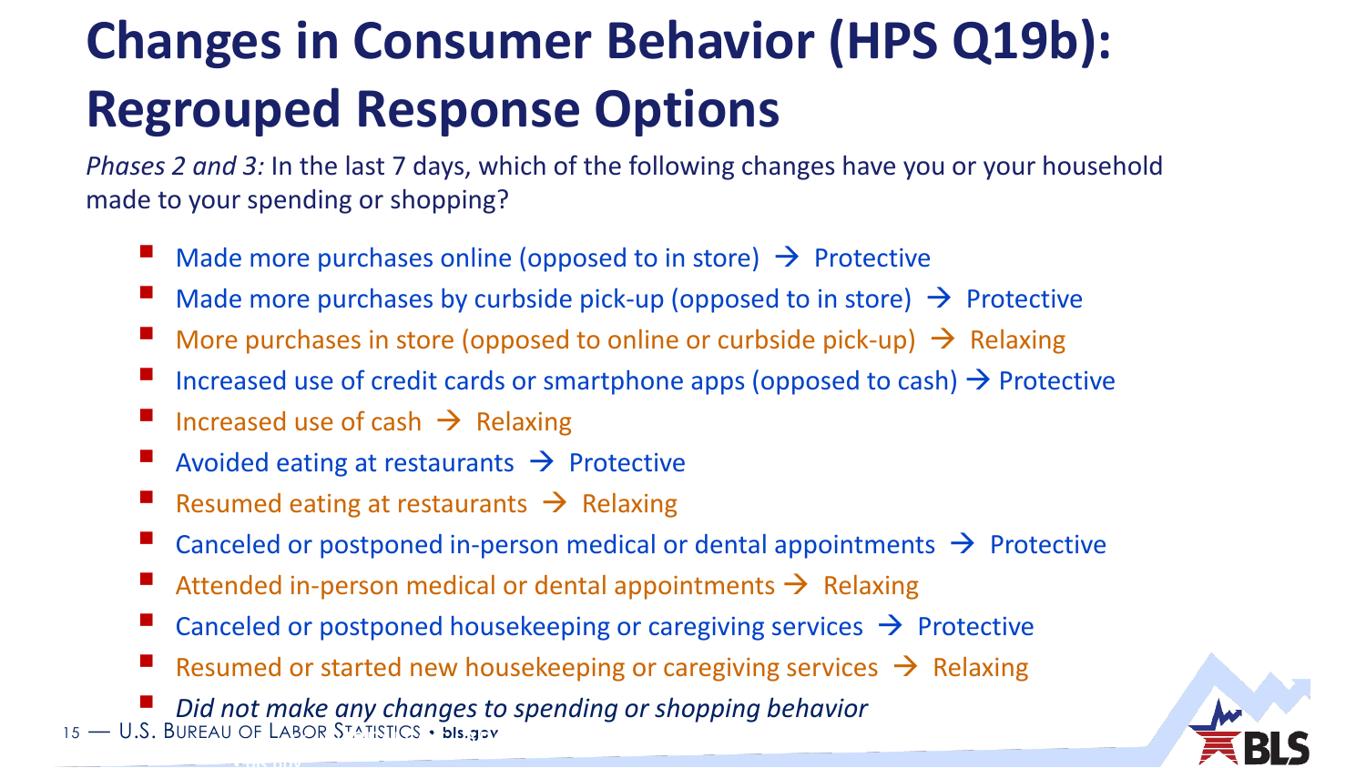# Changes in Consumer Behavior (HPS Q19b): Regrouped Response Options

*Phases 2 and 3:* In the last 7 days, which of the following changes have you or your household made to your spending or shopping?

- Made more purchases online (opposed to in store) → Protective
- Made more purchases by curbside pick-up (opposed to in store) → Protective
- More purchases in store (opposed to online or curbside pick-up) → Relaxing
- Increased use of credit cards or smartphone apps (opposed to cash) → Protective
- Increased use of cash → Relaxing
- Avoided eating at restaurants → Protective
- Resumed eating at restaurants → Relaxing
- Canceled or postponed in-person medical or dental appointments → Protective
- Attended in-person medical or dental appointments → Relaxing
- Canceled or postponed housekeeping or caregiving services → Protective
- Resumed or started new housekeeping or caregiving services → Relaxing
- *Did not make any changes to spending or shopping behavior*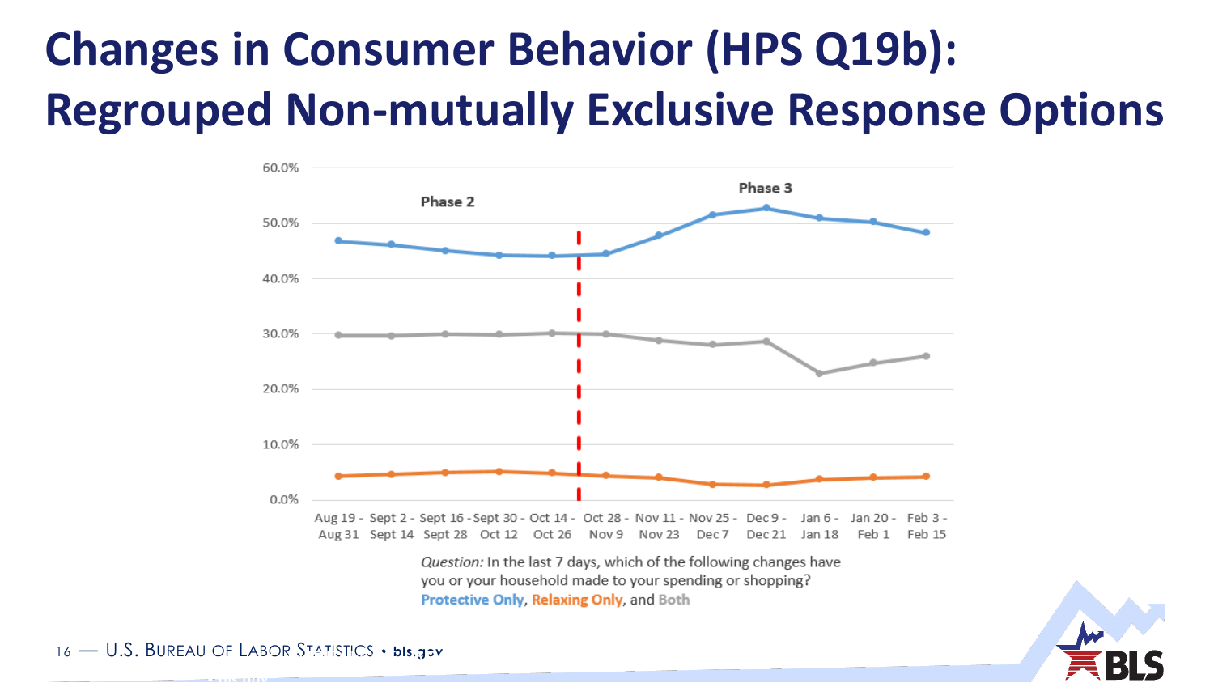# Changes in Consumer Behavior (HPS Q19b): Regrouped Non-mutually Exclusive Response Options

Phase 2

Phase 3

60.0%
50.0%
40.0%
30.0%
20.0%
10.0%
0.0%

Aug 19 - Aug 31 | Sept 2 - Sept 14 | Sept 16 - Sept 28 | Sept 30 - Oct 12 | Oct 14 - Oct 26 | Oct 28 - Nov 9 | Nov 11 - Nov 23 | Nov 25 - Dec 7 | Dec 9 - Dec 21 | Jan 6 - Jan 18 | Jan 20 - Feb 1 | Feb 3 - Feb 15

*Question:* In the last 7 days, which of the following changes have you or your household made to your spending or shopping?

**Protective Only**, **Relaxing Only**, and **Both**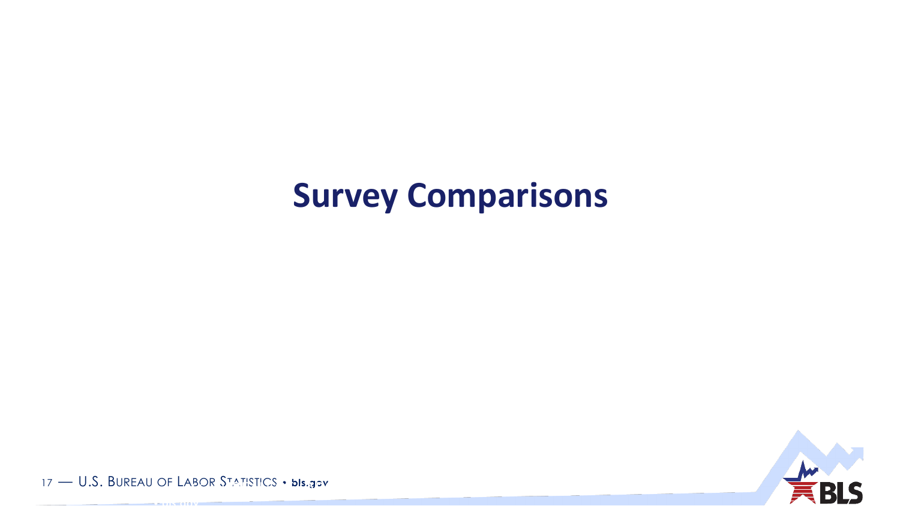# Survey Comparisons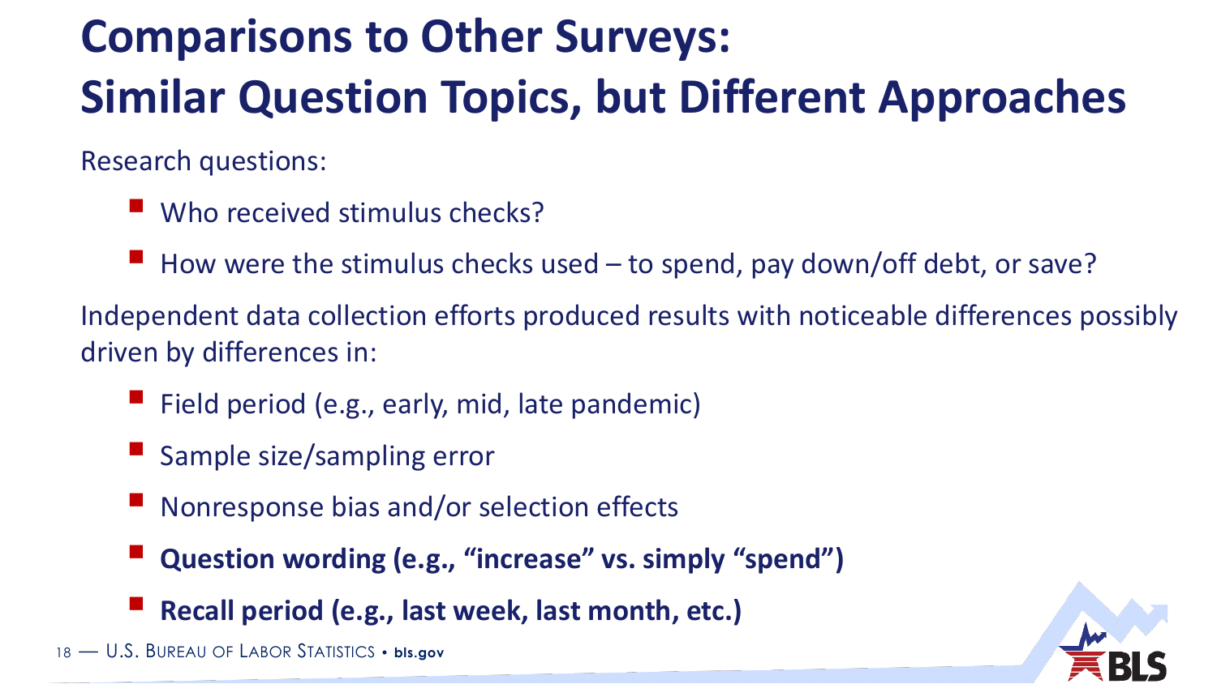# Comparisons to Other Surveys: Similar Question Topics, but Different Approaches

Research questions:

- Who received stimulus checks?
- How were the stimulus checks used – to spend, pay down/off debt, or save?

Independent data collection efforts produced results with noticeable differences possibly driven by differences in:

- Field period (e.g., early, mid, late pandemic)
- Sample size/sampling error
- Nonresponse bias and/or selection effects
- **Question wording (e.g., “increase” vs. simply “spend”)**
- **Recall period (e.g., last week, last month, etc.)**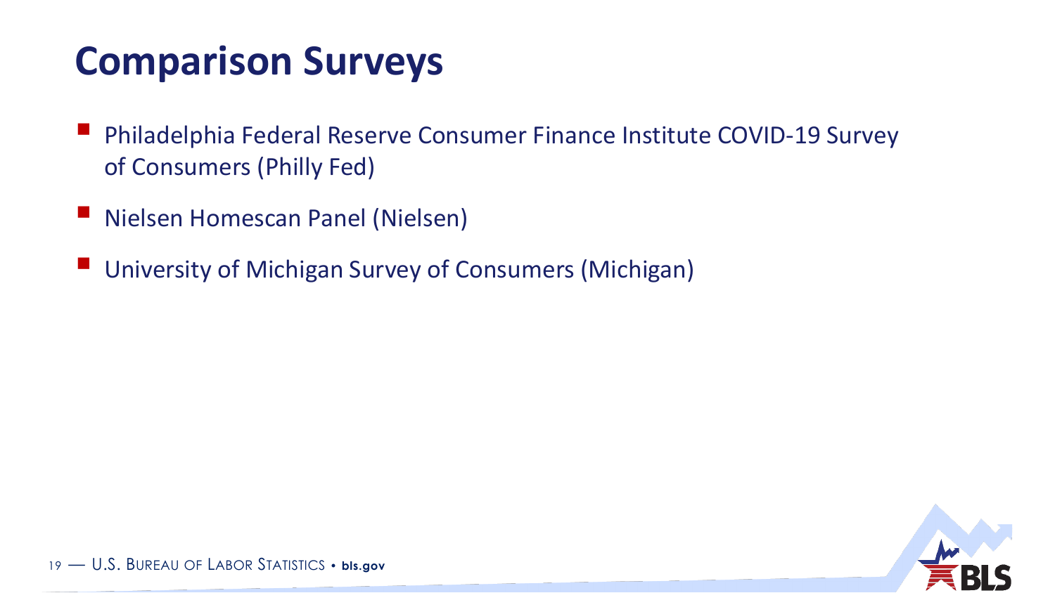# Comparison Surveys

- Philadelphia Federal Reserve Consumer Finance Institute COVID-19 Survey of Consumers (Philly Fed)
- Nielsen Homescan Panel (Nielsen)
- University of Michigan Survey of Consumers (Michigan)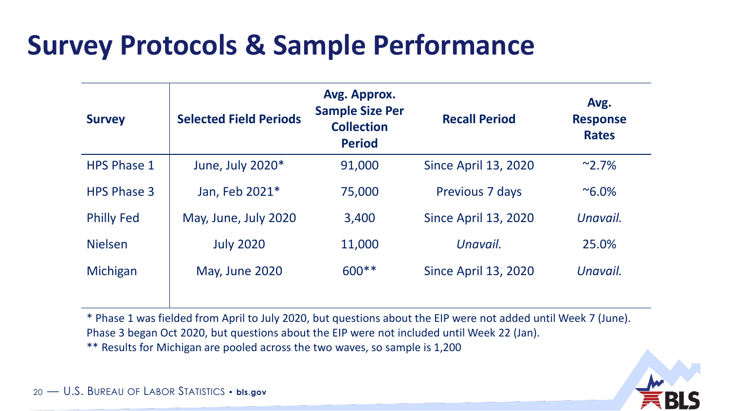# Survey Protocols & Sample Performance

| Survey | Selected Field Periods | Avg. Approx. Sample Size Per Collection Period | Recall Period | Avg. Response Rates |
|---|---|---|---|---|
| HPS Phase 1 | June, July 2020* | 91,000 | Since April 13, 2020 | ~2.7% |
| HPS Phase 3 | Jan, Feb 2021* | 75,000 | Previous 7 days | ~6.0% |
| Philly Fed | May, June, July 2020 | 3,400 | Since April 13, 2020 | *Unavail.* |
| Nielsen | July 2020 | 11,000 | *Unavail.* | 25.0% |
| Michigan | May, June 2020 | 600** | Since April 13, 2020 | *Unavail.* |

* Phase 1 was fielded from April to July 2020, but questions about the EIP were not added until Week 7 (June). Phase 3 began Oct 2020, but questions about the EIP were not included until Week 22 (Jan).

** Results for Michigan are pooled across the two waves, so sample is 1,200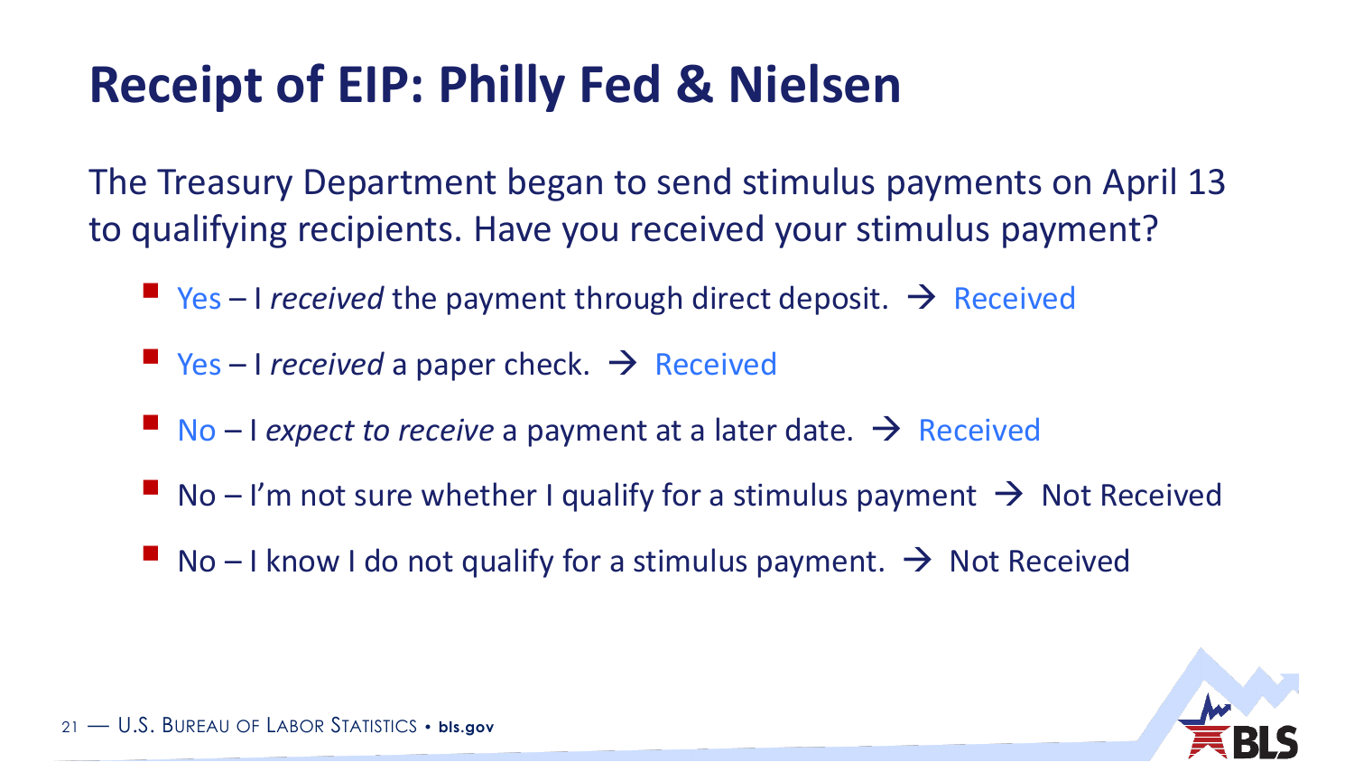# Receipt of EIP: Philly Fed & Nielsen

The Treasury Department began to send stimulus payments on April 13 to qualifying recipients. Have you received your stimulus payment?

- Yes – I *received* the payment through direct deposit. → Received
- Yes – I *received* a paper check. → Received
- No – I *expect to receive* a payment at a later date. → Received
- No – I'm not sure whether I qualify for a stimulus payment → Not Received
- No – I know I do not qualify for a stimulus payment. → Not Received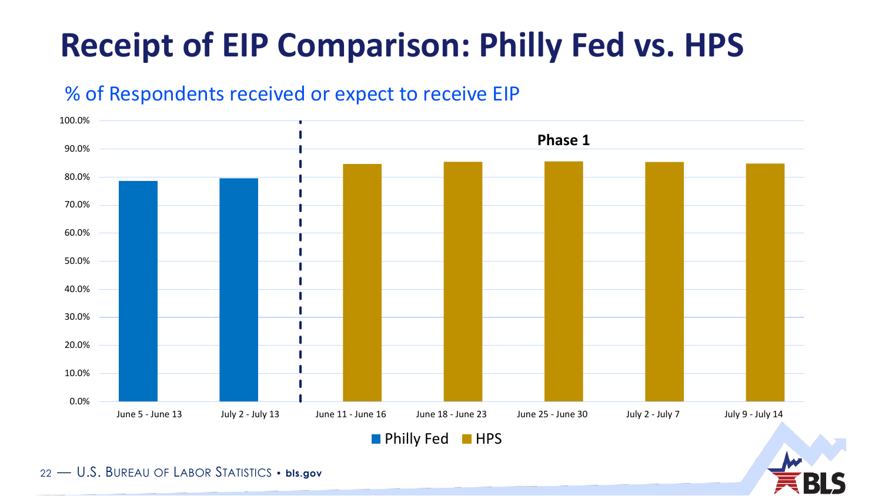# Receipt of EIP Comparison: Philly Fed vs. HPS

% of Respondents received or expect to receive EIP

Phase 1

| Survey | Period | % received or expect to receive EIP |
|---|---|---|
| Philly Fed | June 5 - June 13 | ~78.5% |
| Philly Fed | July 2 - July 13 | ~79.5% |
| HPS | June 11 - June 16 | ~84.5% |
| HPS | June 18 - June 23 | ~85.5% |
| HPS | June 25 - June 30 | ~85.5% |
| HPS | July 2 - July 7 | ~85.5% |
| HPS | July 9 - July 14 | ~85% |

Philly Fed ■ HPS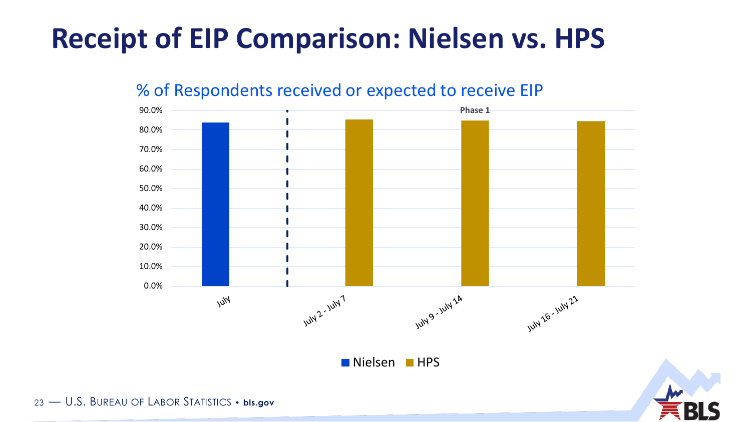# Receipt of EIP Comparison: Nielsen vs. HPS

% of Respondents received or expected to receive EIP

Phase 1

| | July | July 2 - July 7 | July 9 - July 14 | July 16 - July 21 |
|---|---|---|---|---|
| Nielsen | ~84% | | | |
| HPS | | ~85% | ~85% | ~84% |

■ Nielsen ■ HPS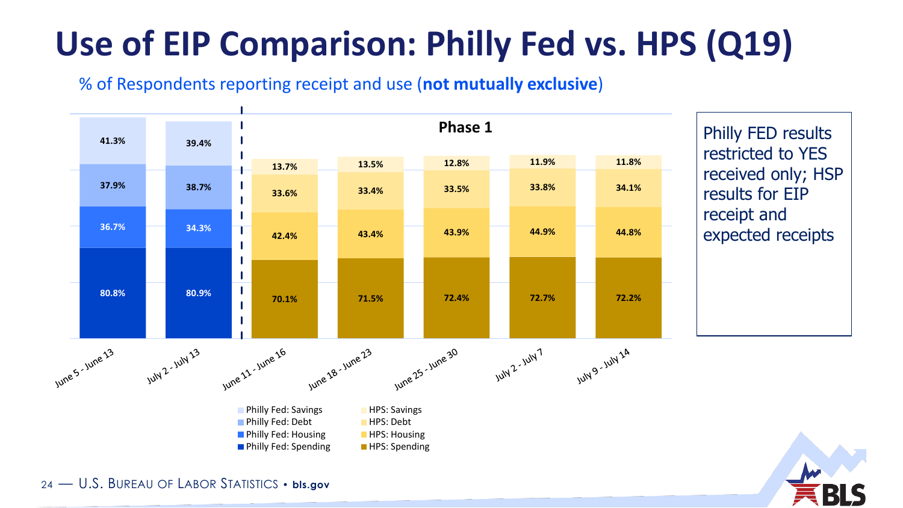# Use of EIP Comparison: Philly Fed vs. HPS (Q19)

% of Respondents reporting receipt and use (**not mutually exclusive**)

| | June 5 - June 13 | July 2 - July 13 | June 11 - June 16 | June 18 - June 23 | June 25 - June 30 | July 2 - July 7 | July 9 - July 14 |
|---|---|---|---|---|---|---|---|
| Philly Fed: Savings | 41.3% | 39.4% | | | | | |
| Philly Fed: Debt | 37.9% | 38.7% | | | | | |
| Philly Fed: Housing | 36.7% | 34.3% | | | | | |
| Philly Fed: Spending | 80.8% | 80.9% | | | | | |
| HPS: Savings | | | 13.7% | 13.5% | 12.8% | 11.9% | 11.8% |
| HPS: Debt | | | 33.6% | 33.4% | 33.5% | 33.8% | 34.1% |
| HPS: Housing | | | 42.4% | 43.4% | 43.9% | 44.9% | 44.8% |
| HPS: Spending | | | 70.1% | 71.5% | 72.4% | 72.7% | 72.2% |

Phase 1

Philly FED results restricted to YES received only; HSP results for EIP receipt and expected receipts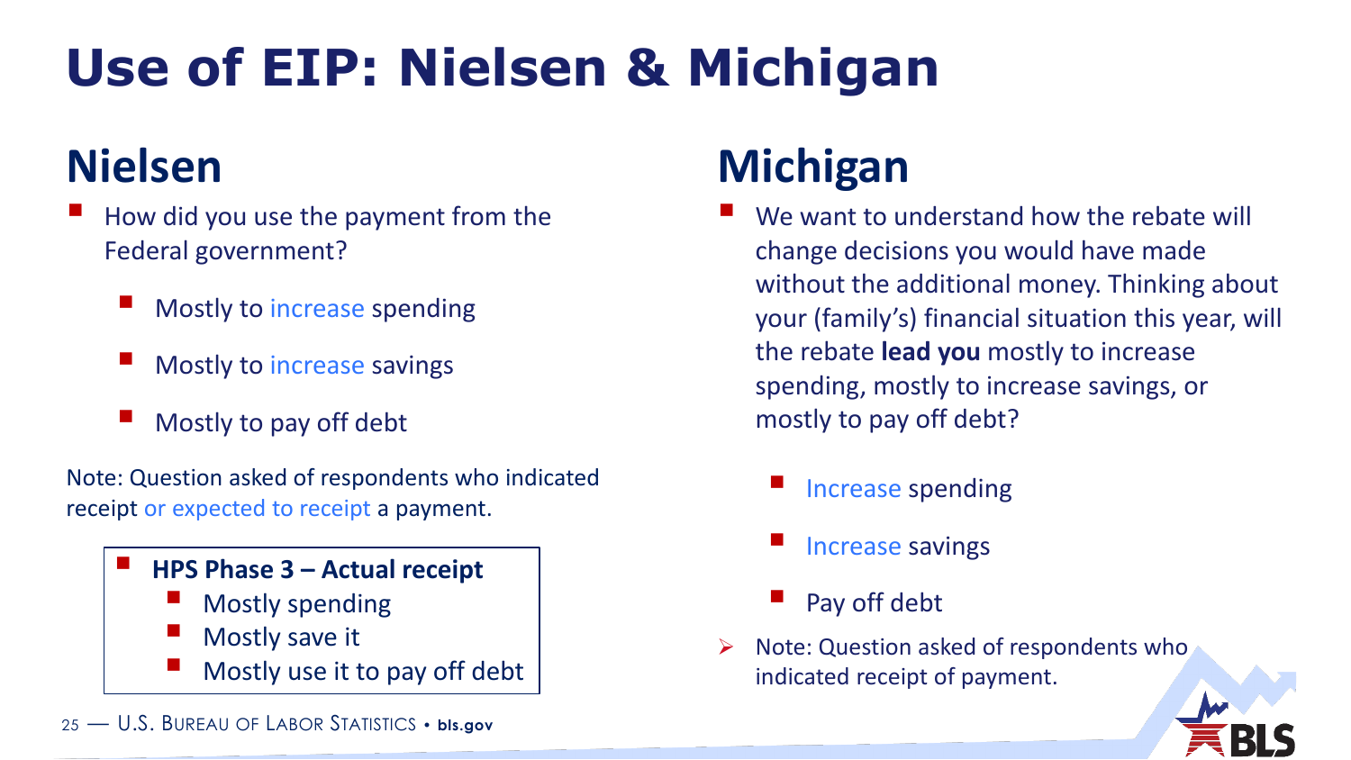# Use of EIP: Nielsen & Michigan

## Nielsen

- How did you use the payment from the Federal government?
  - Mostly to increase spending
  - Mostly to increase savings
  - Mostly to pay off debt

Note: Question asked of respondents who indicated receipt or expected to receipt a payment.

- **HPS Phase 3 – Actual receipt**
  - Mostly spending
  - Mostly save it
  - Mostly use it to pay off debt

## Michigan

- We want to understand how the rebate will change decisions you would have made without the additional money. Thinking about your (family's) financial situation this year, will the rebate **lead you** mostly to increase spending, mostly to increase savings, or mostly to pay off debt?
  - Increase spending
  - Increase savings
  - Pay off debt
- Note: Question asked of respondents who indicated receipt of payment.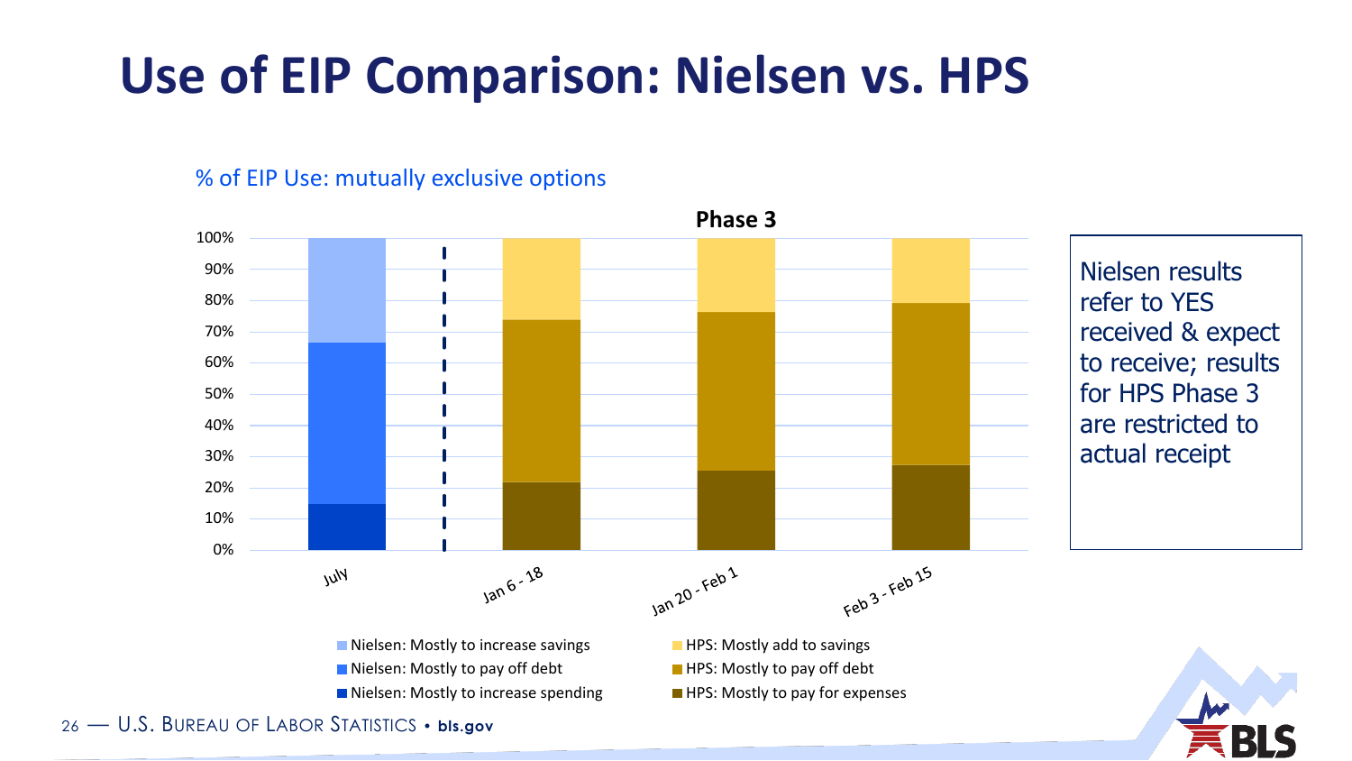# Use of EIP Comparison: Nielsen vs. HPS

% of EIP Use: mutually exclusive options

**Phase 3**

100%
90%
80%
70%
60%
50%
40%
30%
20%
10%
0%

July | Jan 6 - 18 | Jan 20 - Feb 1 | Feb 3 - Feb 15

- Nielsen: Mostly to increase savings
- Nielsen: Mostly to pay off debt
- Nielsen: Mostly to increase spending
- HPS: Mostly add to savings
- HPS: Mostly to pay off debt
- HPS: Mostly to pay for expenses

Nielsen results refer to YES received & expect to receive; results for HPS Phase 3 are restricted to actual receipt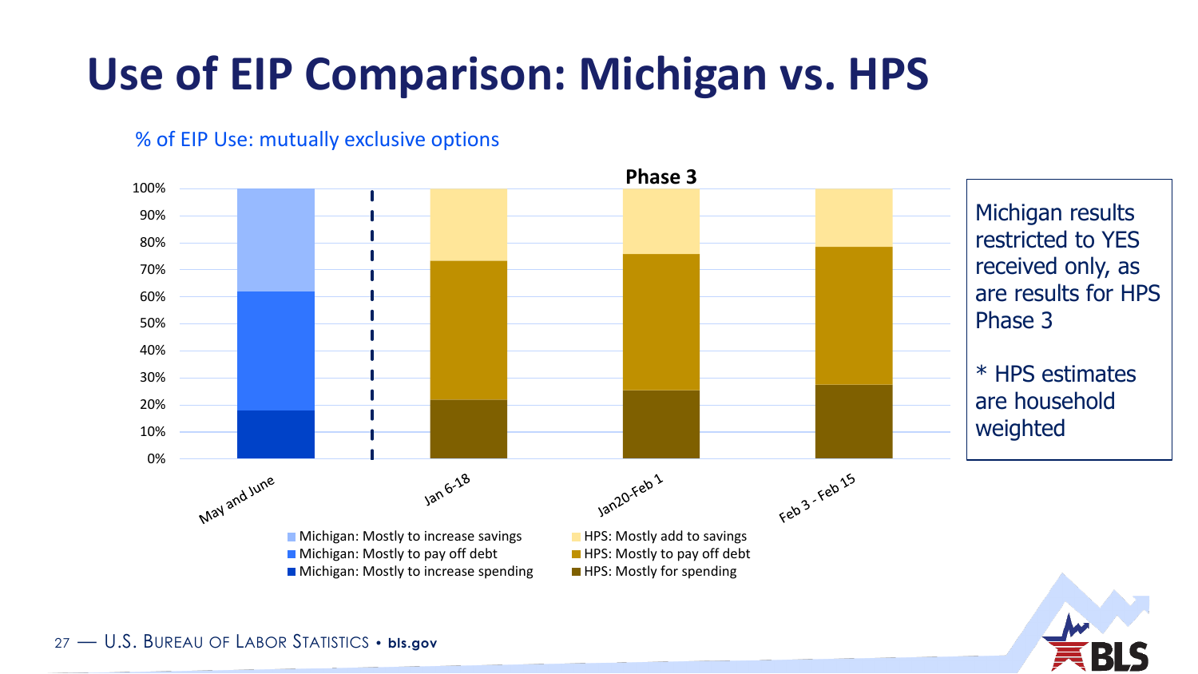# Use of EIP Comparison: Michigan vs. HPS

% of EIP Use: mutually exclusive options

Phase 3

100%
90%
80%
70%
60%
50%
40%
30%
20%
10%
0%

May and June | Jan 6-18 | Jan20-Feb 1 | Feb 3 - Feb 15

- Michigan: Mostly to increase savings
- Michigan: Mostly to pay off debt
- Michigan: Mostly to increase spending
- HPS: Mostly add to savings
- HPS: Mostly to pay off debt
- HPS: Mostly for spending

Michigan results restricted to YES received only, as are results for HPS Phase 3

* HPS estimates are household weighted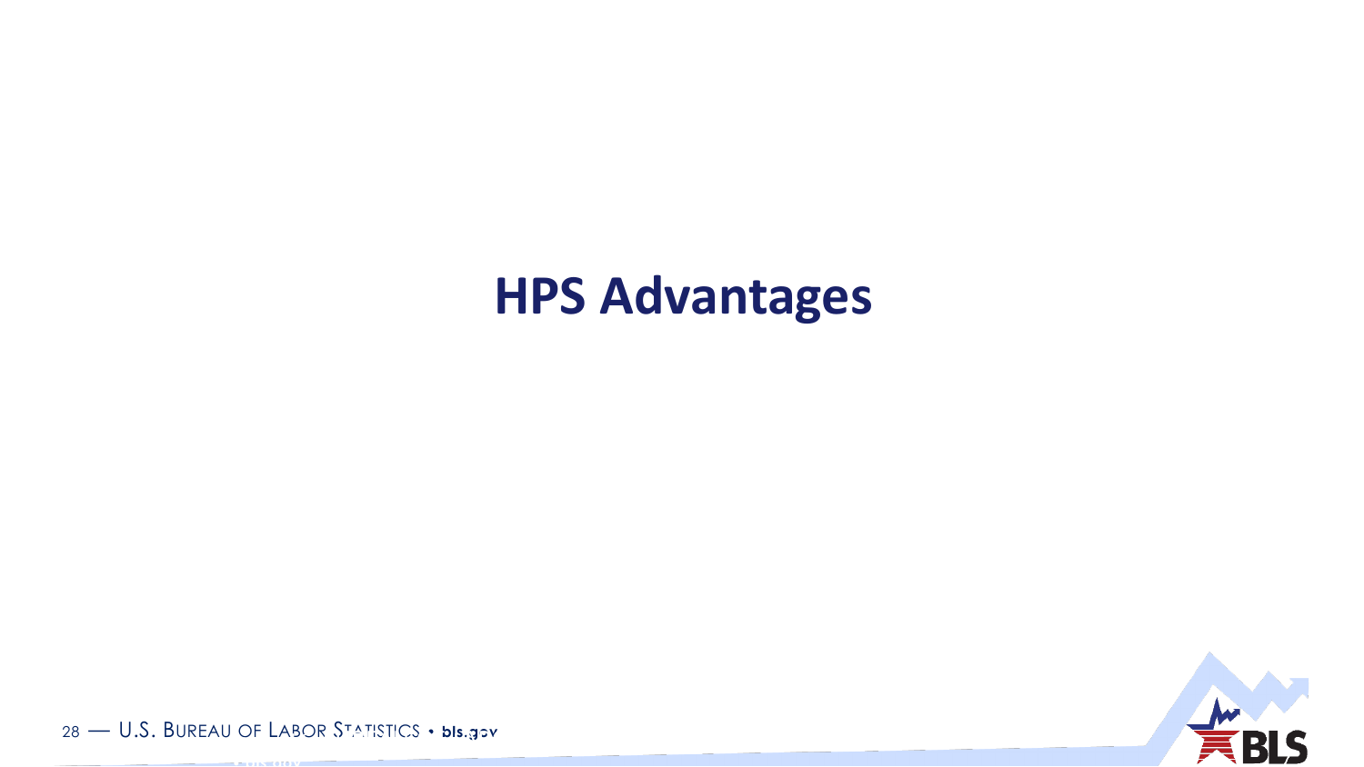# HPS Advantages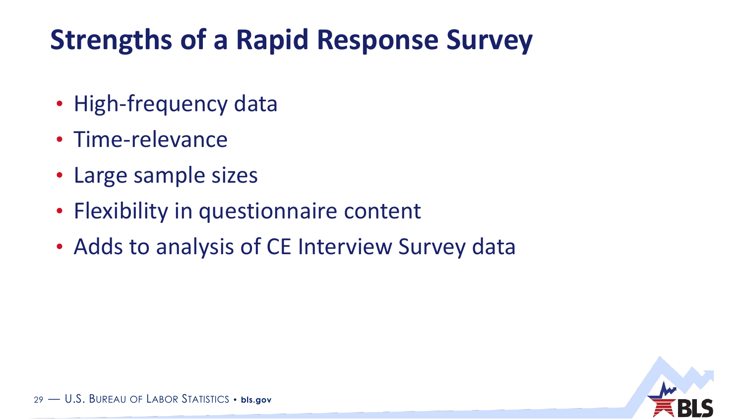# Strengths of a Rapid Response Survey

- High-frequency data
- Time-relevance
- Large sample sizes
- Flexibility in questionnaire content
- Adds to analysis of CE Interview Survey data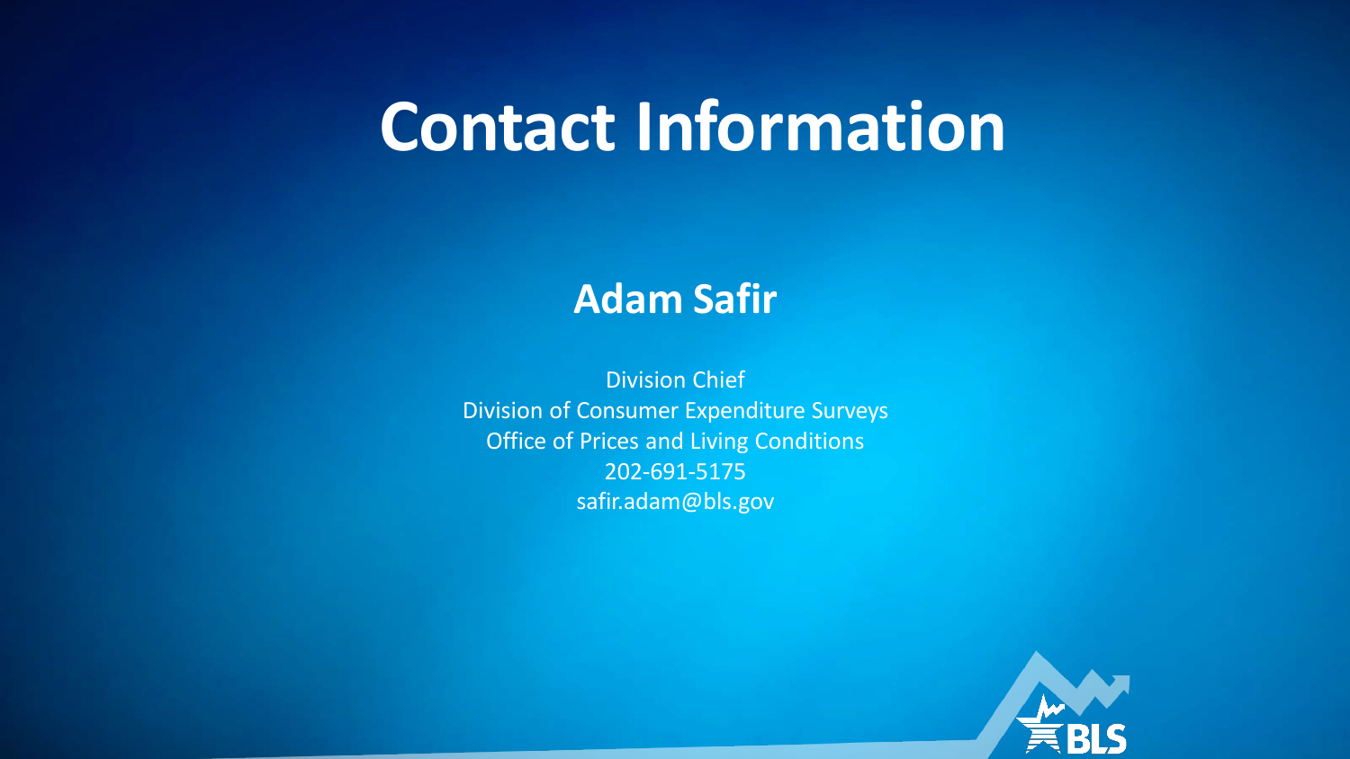# Contact Information

## Adam Safir

Division Chief
Division of Consumer Expenditure Surveys
Office of Prices and Living Conditions
202-691-5175
safir.adam@bls.gov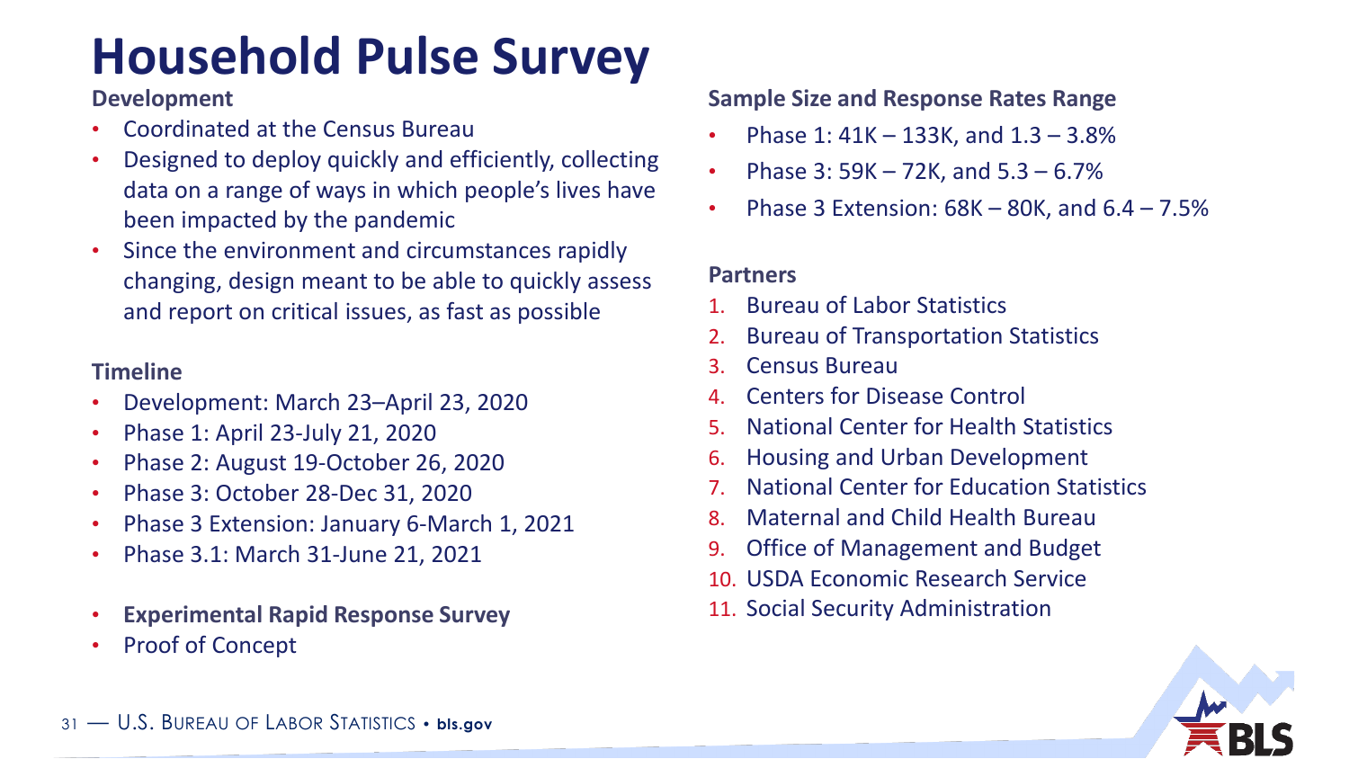# Household Pulse Survey

### Development

- Coordinated at the Census Bureau
- Designed to deploy quickly and efficiently, collecting data on a range of ways in which people's lives have been impacted by the pandemic
- Since the environment and circumstances rapidly changing, design meant to be able to quickly assess and report on critical issues, as fast as possible

### Timeline

- Development: March 23–April 23, 2020
- Phase 1: April 23-July 21, 2020
- Phase 2: August 19-October 26, 2020
- Phase 3: October 28-Dec 31, 2020
- Phase 3 Extension: January 6-March 1, 2021
- Phase 3.1: March 31-June 21, 2021

- **Experimental Rapid Response Survey**
- Proof of Concept

### Sample Size and Response Rates Range

- Phase 1: 41K – 133K, and 1.3 – 3.8%
- Phase 3: 59K – 72K, and 5.3 – 6.7%
- Phase 3 Extension: 68K – 80K, and 6.4 – 7.5%

### Partners

1. Bureau of Labor Statistics
2. Bureau of Transportation Statistics
3. Census Bureau
4. Centers for Disease Control
5. National Center for Health Statistics
6. Housing and Urban Development
7. National Center for Education Statistics
8. Maternal and Child Health Bureau
9. Office of Management and Budget
10. USDA Economic Research Service
11. Social Security Administration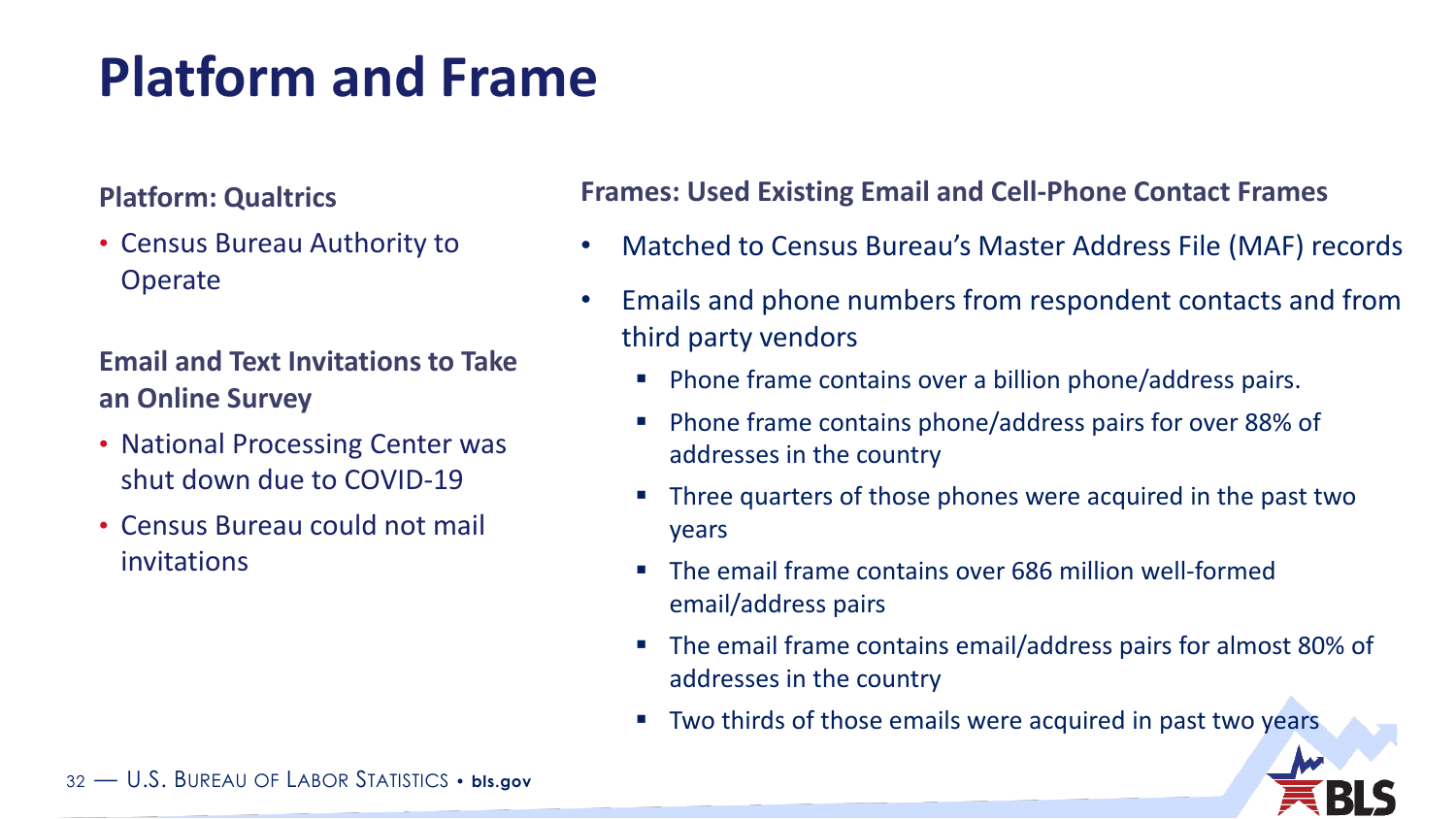# Platform and Frame

**Platform: Qualtrics**

- Census Bureau Authority to Operate

**Email and Text Invitations to Take an Online Survey**

- National Processing Center was shut down due to COVID-19
- Census Bureau could not mail invitations

**Frames: Used Existing Email and Cell-Phone Contact Frames**

- Matched to Census Bureau's Master Address File (MAF) records
- Emails and phone numbers from respondent contacts and from third party vendors
  - Phone frame contains over a billion phone/address pairs.
  - Phone frame contains phone/address pairs for over 88% of addresses in the country
  - Three quarters of those phones were acquired in the past two years
  - The email frame contains over 686 million well-formed email/address pairs
  - The email frame contains email/address pairs for almost 80% of addresses in the country
  - Two thirds of those emails were acquired in past two years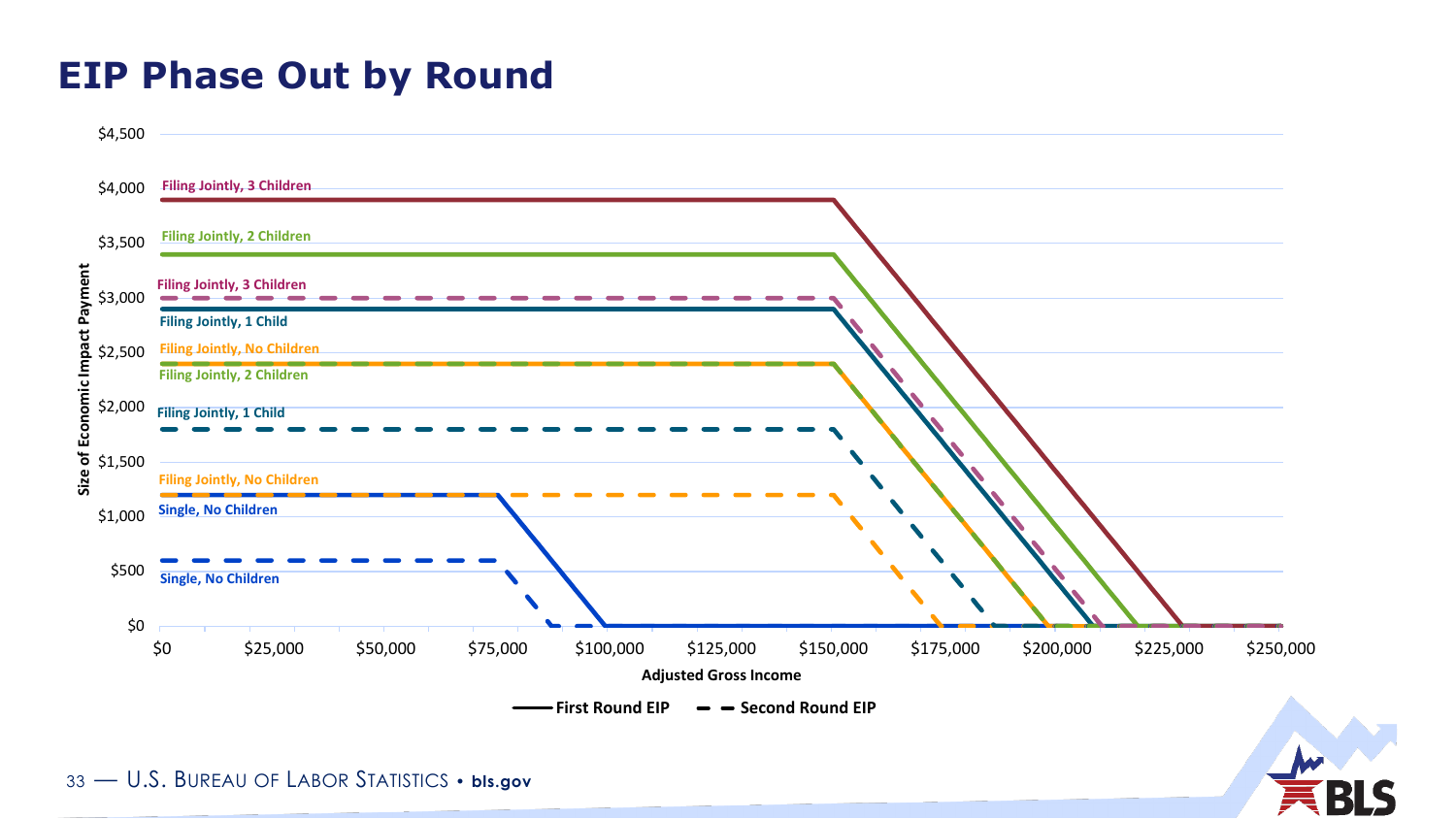# EIP Phase Out by Round

$4,500
$4,000
$3,500
$3,000
$2,500
$2,000
$1,500
$1,000
$500
$0

Size of Economic Impact Payment

Filing Jointly, 3 Children
Filing Jointly, 2 Children
Filing Jointly, 3 Children
Filing Jointly, 1 Child
Filing Jointly, No Children
Filing Jointly, 2 Children
Filing Jointly, 1 Child
Filing Jointly, No Children
Single, No Children
Single, No Children

$0
$25,000
$50,000
$75,000
$100,000
$125,000
$150,000
$175,000
$200,000
$225,000
$250,000

Adjusted Gross Income

First Round EIP
Second Round EIP